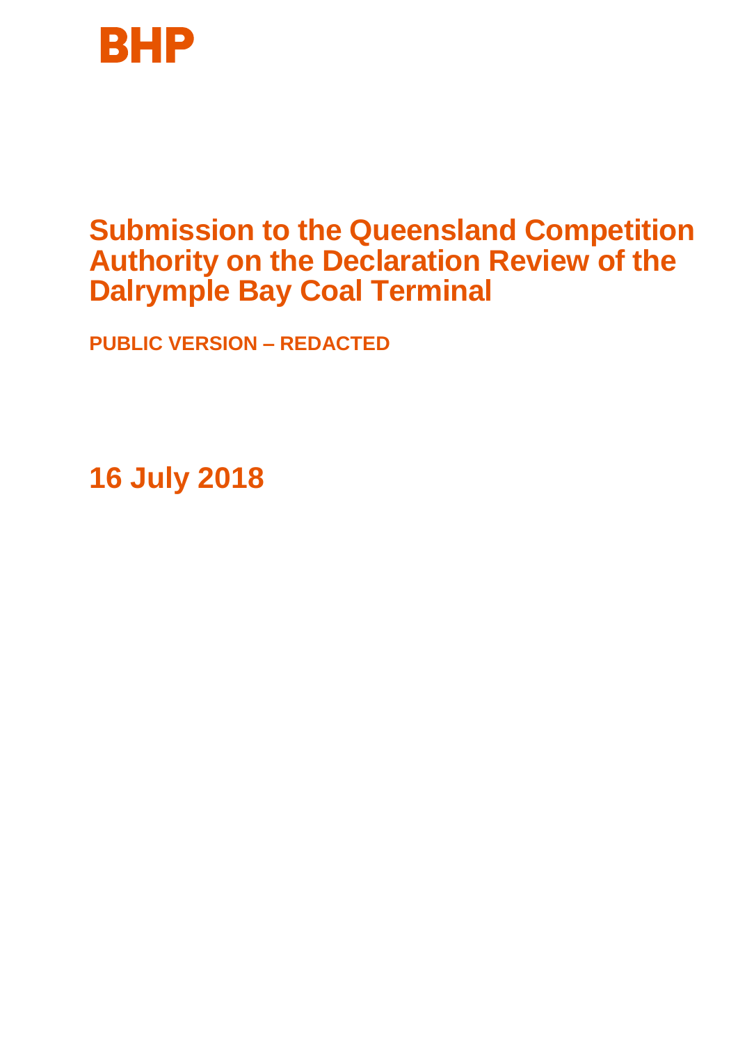BHP

# Submission to the Queensland Competition Authority on the Declaration Review of the Dalrymple Bay Coal Terminal

**PUBLIC VERSION – REDACTED**

## 16 July 2018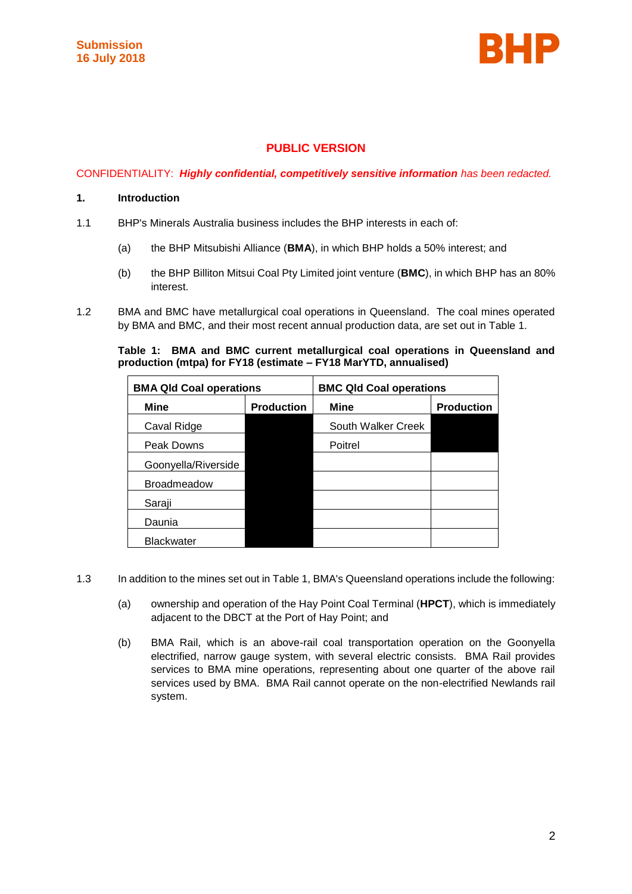**Submission**
**16 July 2018**

**PUBLIC VERSION**

CONFIDENTIALITY: ***Highly confidential, competitively sensitive information*** *has been redacted.*

## 1. Introduction

1.1 BHP's Minerals Australia business includes the BHP interests in each of:

(a) the BHP Mitsubishi Alliance (**BMA**), in which BHP holds a 50% interest; and

(b) the BHP Billiton Mitsui Coal Pty Limited joint venture (**BMC**), in which BHP has an 80% interest.

1.2 BMA and BMC have metallurgical coal operations in Queensland. The coal mines operated by BMA and BMC, and their most recent annual production data, are set out in Table 1.

**Table 1: BMA and BMC current metallurgical coal operations in Queensland and production (mtpa) for FY18 (estimate – FY18 MarYTD, annualised)**

| BMA Qld Coal operations | | BMC Qld Coal operations | |
|---|---|---|---|
| **Mine** | **Production** | **Mine** | **Production** |
| Caval Ridge | [redacted] | South Walker Creek | [redacted] |
| Peak Downs | [redacted] | Poitrel | [redacted] |
| Goonyella/Riverside | [redacted] | | |
| Broadmeadow | [redacted] | | |
| Saraji | [redacted] | | |
| Daunia | [redacted] | | |
| Blackwater | [redacted] | | |

1.3 In addition to the mines set out in Table 1, BMA's Queensland operations include the following:

(a) ownership and operation of the Hay Point Coal Terminal (**HPCT**), which is immediately adjacent to the DBCT at the Port of Hay Point; and

(b) BMA Rail, which is an above-rail coal transportation operation on the Goonyella electrified, narrow gauge system, with several electric consists. BMA Rail provides services to BMA mine operations, representing about one quarter of the above rail services used by BMA. BMA Rail cannot operate on the non-electrified Newlands rail system.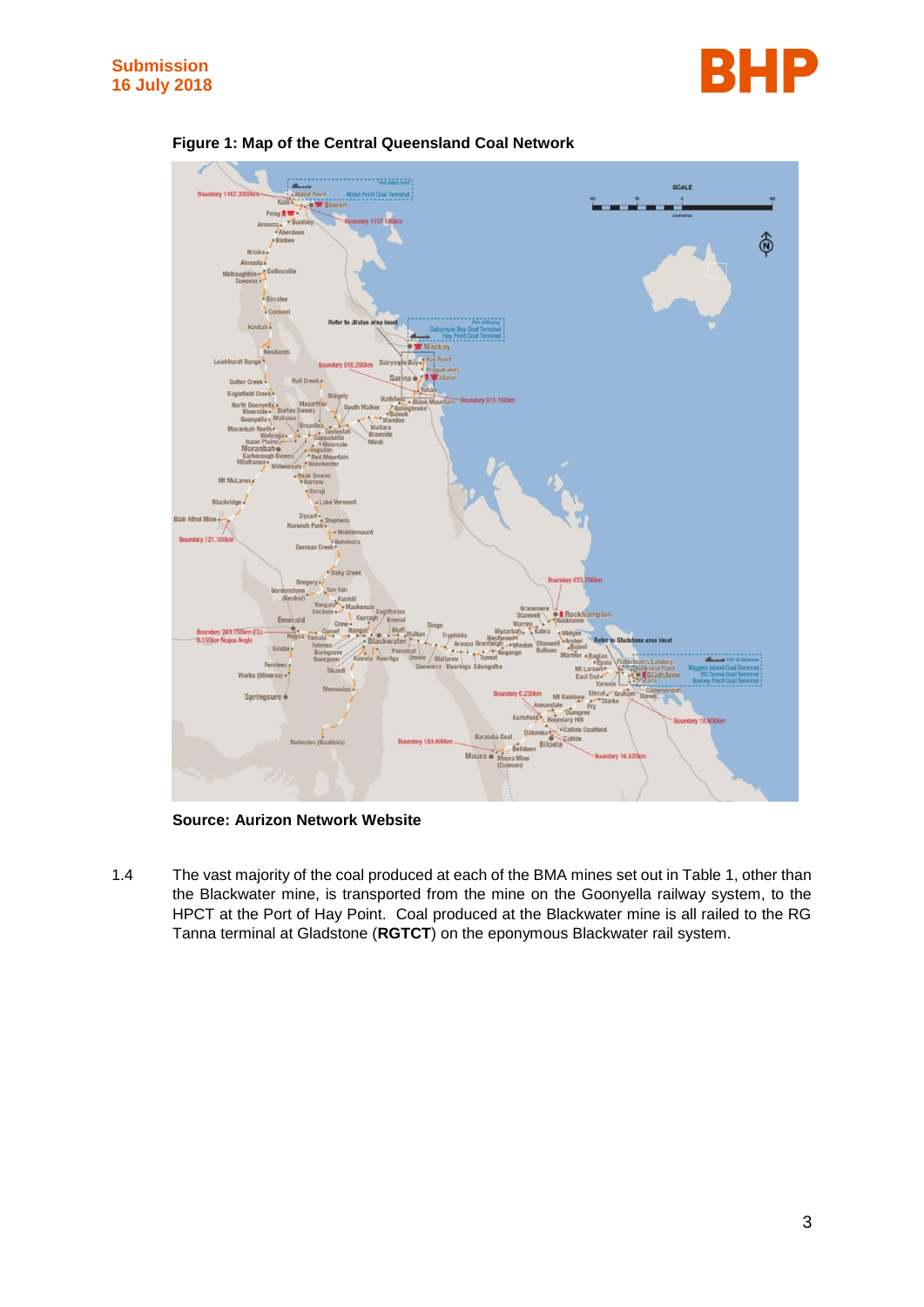**Figure 1: Map of the Central Queensland Coal Network**

**Source: Aurizon Network Website**

1.4 The vast majority of the coal produced at each of the BMA mines set out in Table 1, other than the Blackwater mine, is transported from the mine on the Goonyella railway system, to the HPCT at the Port of Hay Point. Coal produced at the Blackwater mine is all railed to the RG Tanna terminal at Gladstone (**RGTCT**) on the eponymous Blackwater rail system.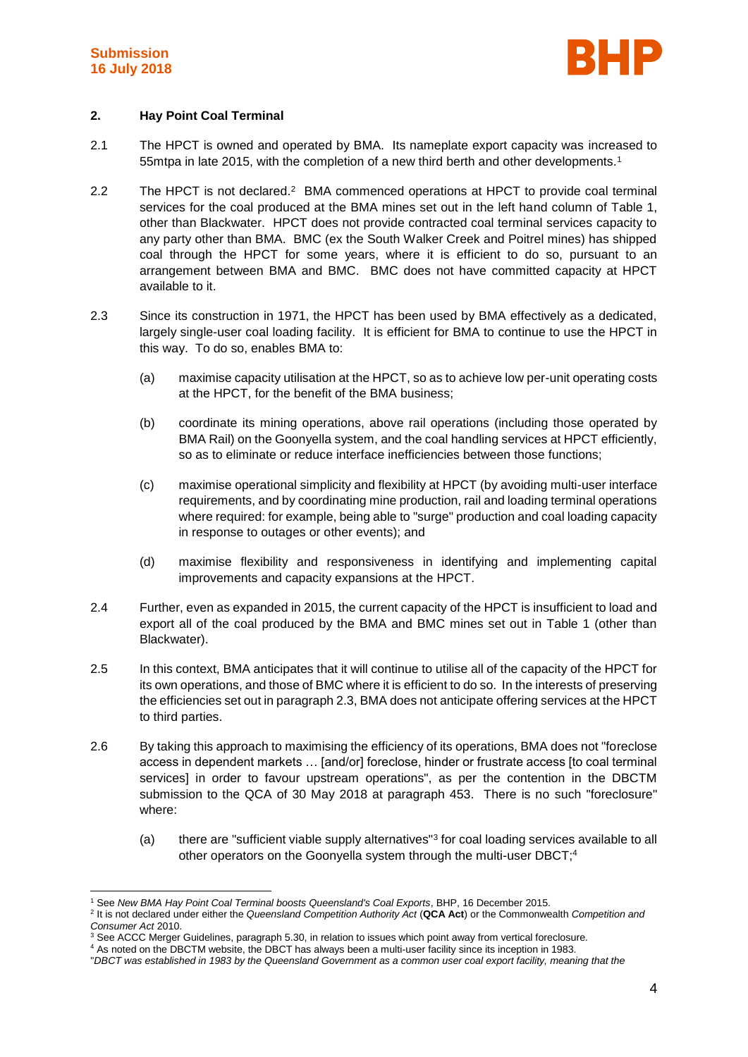## 2. Hay Point Coal Terminal

2.1 The HPCT is owned and operated by BMA. Its nameplate export capacity was increased to 55mtpa in late 2015, with the completion of a new third berth and other developments.[1]

2.2 The HPCT is not declared.[2] BMA commenced operations at HPCT to provide coal terminal services for the coal produced at the BMA mines set out in the left hand column of Table 1, other than Blackwater. HPCT does not provide contracted coal terminal services capacity to any party other than BMA. BMC (ex the South Walker Creek and Poitrel mines) has shipped coal through the HPCT for some years, where it is efficient to do so, pursuant to an arrangement between BMA and BMC. BMC does not have committed capacity at HPCT available to it.

2.3 Since its construction in 1971, the HPCT has been used by BMA effectively as a dedicated, largely single-user coal loading facility. It is efficient for BMA to continue to use the HPCT in this way. To do so, enables BMA to:

(a) maximise capacity utilisation at the HPCT, so as to achieve low per-unit operating costs at the HPCT, for the benefit of the BMA business;

(b) coordinate its mining operations, above rail operations (including those operated by BMA Rail) on the Goonyella system, and the coal handling services at HPCT efficiently, so as to eliminate or reduce interface inefficiencies between those functions;

(c) maximise operational simplicity and flexibility at HPCT (by avoiding multi-user interface requirements, and by coordinating mine production, rail and loading terminal operations where required: for example, being able to "surge" production and coal loading capacity in response to outages or other events); and

(d) maximise flexibility and responsiveness in identifying and implementing capital improvements and capacity expansions at the HPCT.

2.4 Further, even as expanded in 2015, the current capacity of the HPCT is insufficient to load and export all of the coal produced by the BMA and BMC mines set out in Table 1 (other than Blackwater).

2.5 In this context, BMA anticipates that it will continue to utilise all of the capacity of the HPCT for its own operations, and those of BMC where it is efficient to do so. In the interests of preserving the efficiencies set out in paragraph 2.3, BMA does not anticipate offering services at the HPCT to third parties.

2.6 By taking this approach to maximising the efficiency of its operations, BMA does not "foreclose access in dependent markets … [and/or] foreclose, hinder or frustrate access [to coal terminal services] in order to favour upstream operations", as per the contention in the DBCTM submission to the QCA of 30 May 2018 at paragraph 453. There is no such "foreclosure" where:

(a) there are "sufficient viable supply alternatives"[3] for coal loading services available to all other operators on the Goonyella system through the multi-user DBCT;[4]

---

[1] See *New BMA Hay Point Coal Terminal boosts Queensland's Coal Exports*, BHP, 16 December 2015.

[2] It is not declared under either the *Queensland Competition Authority Act* (**QCA Act**) or the Commonwealth *Competition and Consumer Act* 2010.

[3] See ACCC Merger Guidelines, paragraph 5.30, in relation to issues which point away from vertical foreclosure.

[4] As noted on the DBCTM website, the DBCT has always been a multi-user facility since its inception in 1983.

"*DBCT was established in 1983 by the Queensland Government as a common user coal export facility, meaning that the*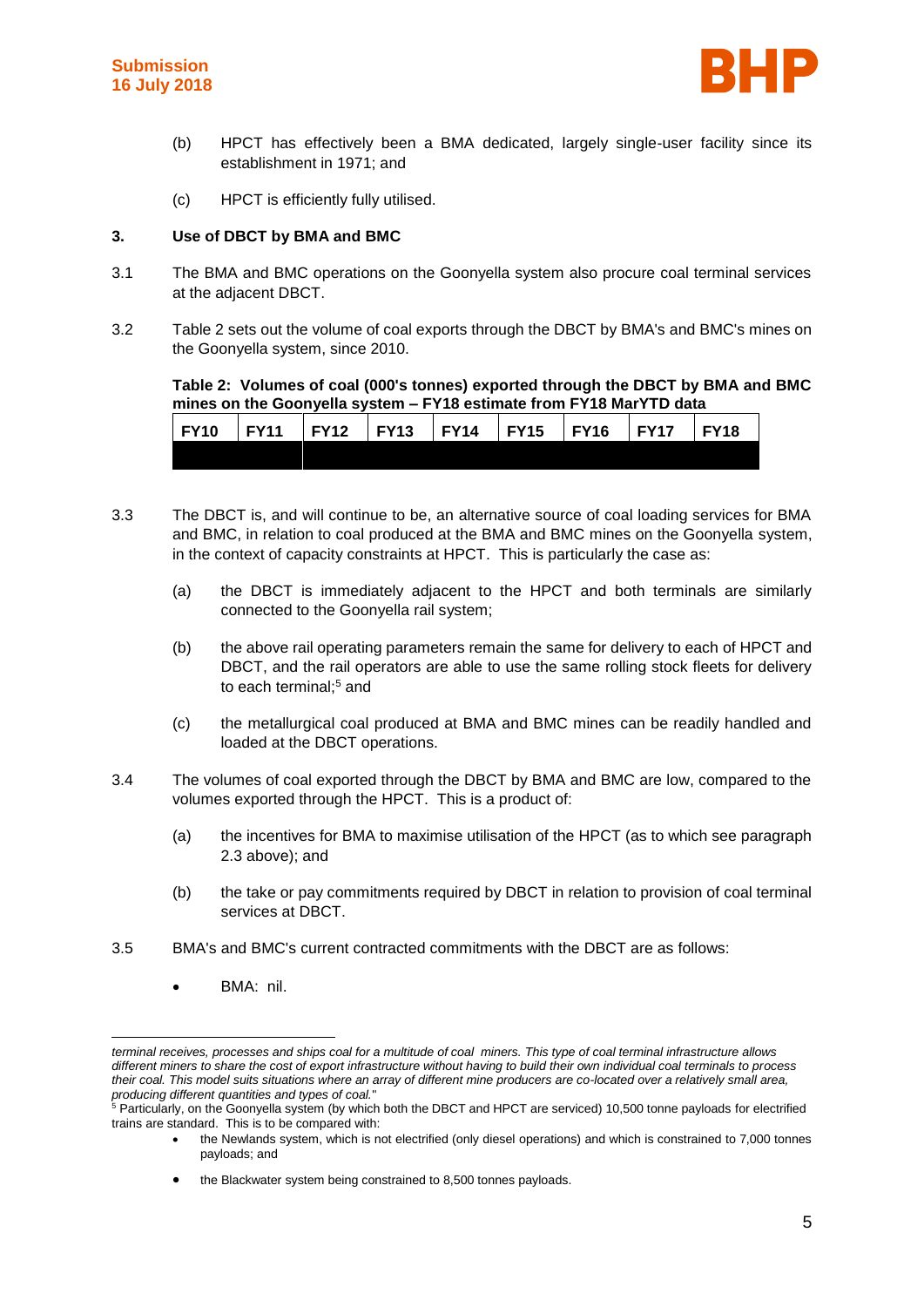(b) HPCT has effectively been a BMA dedicated, largely single-user facility since its establishment in 1971; and

(c) HPCT is efficiently fully utilised.

### 3. Use of DBCT by BMA and BMC

3.1 The BMA and BMC operations on the Goonyella system also procure coal terminal services at the adjacent DBCT.

3.2 Table 2 sets out the volume of coal exports through the DBCT by BMA's and BMC's mines on the Goonyella system, since 2010.

**Table 2: Volumes of coal (000's tonnes) exported through the DBCT by BMA and BMC mines on the Goonyella system – FY18 estimate from FY18 MarYTD data**

| FY10 | FY11 | FY12 | FY13 | FY14 | FY15 | FY16 | FY17 | FY18 |
|---|---|---|---|---|---|---|---|---|
| | | | | | | | | |

3.3 The DBCT is, and will continue to be, an alternative source of coal loading services for BMA and BMC, in relation to coal produced at the BMA and BMC mines on the Goonyella system, in the context of capacity constraints at HPCT. This is particularly the case as:

(a) the DBCT is immediately adjacent to the HPCT and both terminals are similarly connected to the Goonyella rail system;

(b) the above rail operating parameters remain the same for delivery to each of HPCT and DBCT, and the rail operators are able to use the same rolling stock fleets for delivery to each terminal;[5] and

(c) the metallurgical coal produced at BMA and BMC mines can be readily handled and loaded at the DBCT operations.

3.4 The volumes of coal exported through the DBCT by BMA and BMC are low, compared to the volumes exported through the HPCT. This is a product of:

(a) the incentives for BMA to maximise utilisation of the HPCT (as to which see paragraph 2.3 above); and

(b) the take or pay commitments required by DBCT in relation to provision of coal terminal services at DBCT.

3.5 BMA's and BMC's current contracted commitments with the DBCT are as follows:

- BMA: nil.

---

*terminal receives, processes and ships coal for a multitude of coal miners. This type of coal terminal infrastructure allows different miners to share the cost of export infrastructure without having to build their own individual coal terminals to process their coal. This model suits situations where an array of different mine producers are co-located over a relatively small area, producing different quantities and types of coal."*

[5] Particularly, on the Goonyella system (by which both the DBCT and HPCT are serviced) 10,500 tonne payloads for electrified trains are standard. This is to be compared with:

- the Newlands system, which is not electrified (only diesel operations) and which is constrained to 7,000 tonnes payloads; and
- the Blackwater system being constrained to 8,500 tonnes payloads.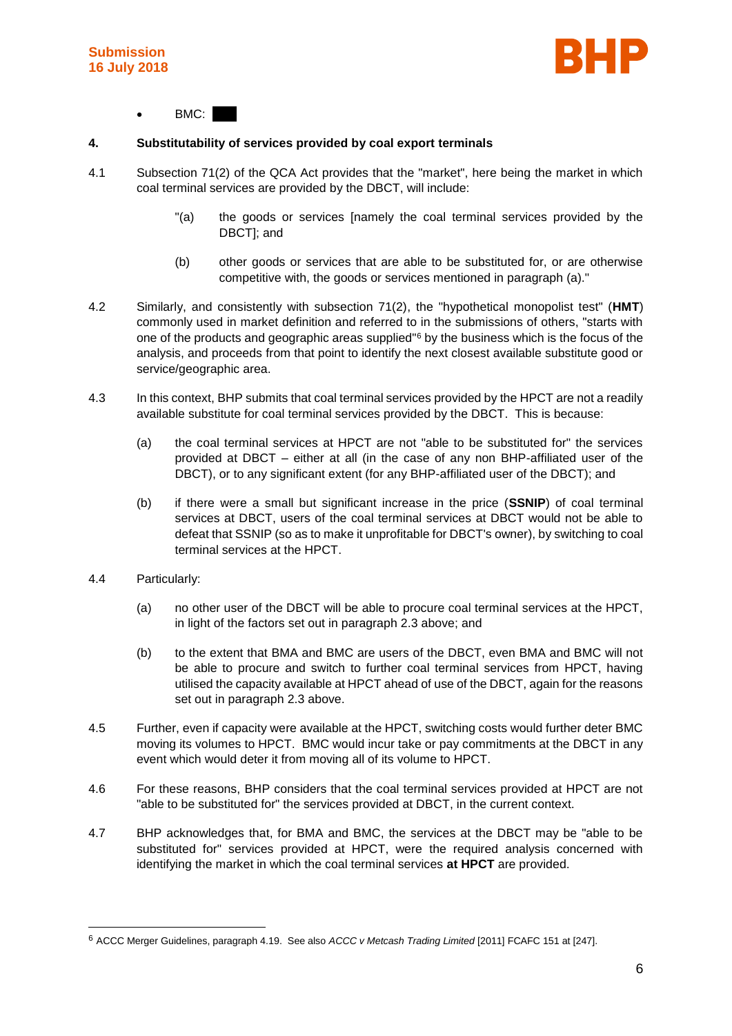- BMC: ███

## 4. Substitutability of services provided by coal export terminals

4.1 Subsection 71(2) of the QCA Act provides that the "market", here being the market in which coal terminal services are provided by the DBCT, will include:

> "(a) the goods or services [namely the coal terminal services provided by the DBCT]; and
>
> (b) other goods or services that are able to be substituted for, or are otherwise competitive with, the goods or services mentioned in paragraph (a)."

4.2 Similarly, and consistently with subsection 71(2), the "hypothetical monopolist test" (**HMT**) commonly used in market definition and referred to in the submissions of others, "starts with one of the products and geographic areas supplied"[6] by the business which is the focus of the analysis, and proceeds from that point to identify the next closest available substitute good or service/geographic area.

4.3 In this context, BHP submits that coal terminal services provided by the HPCT are not a readily available substitute for coal terminal services provided by the DBCT. This is because:

(a) the coal terminal services at HPCT are not "able to be substituted for" the services provided at DBCT – either at all (in the case of any non BHP-affiliated user of the DBCT), or to any significant extent (for any BHP-affiliated user of the DBCT); and

(b) if there were a small but significant increase in the price (**SSNIP**) of coal terminal services at DBCT, users of the coal terminal services at DBCT would not be able to defeat that SSNIP (so as to make it unprofitable for DBCT's owner), by switching to coal terminal services at the HPCT.

4.4 Particularly:

(a) no other user of the DBCT will be able to procure coal terminal services at the HPCT, in light of the factors set out in paragraph 2.3 above; and

(b) to the extent that BMA and BMC are users of the DBCT, even BMA and BMC will not be able to procure and switch to further coal terminal services from HPCT, having utilised the capacity available at HPCT ahead of use of the DBCT, again for the reasons set out in paragraph 2.3 above.

4.5 Further, even if capacity were available at the HPCT, switching costs would further deter BMC moving its volumes to HPCT. BMC would incur take or pay commitments at the DBCT in any event which would deter it from moving all of its volume to HPCT.

4.6 For these reasons, BHP considers that the coal terminal services provided at HPCT are not "able to be substituted for" the services provided at DBCT, in the current context.

4.7 BHP acknowledges that, for BMA and BMC, the services at the DBCT may be "able to be substituted for" services provided at HPCT, were the required analysis concerned with identifying the market in which the coal terminal services **at HPCT** are provided.

---

[6] ACCC Merger Guidelines, paragraph 4.19. See also *ACCC v Metcash Trading Limited* [2011] FCAFC 151 at [247].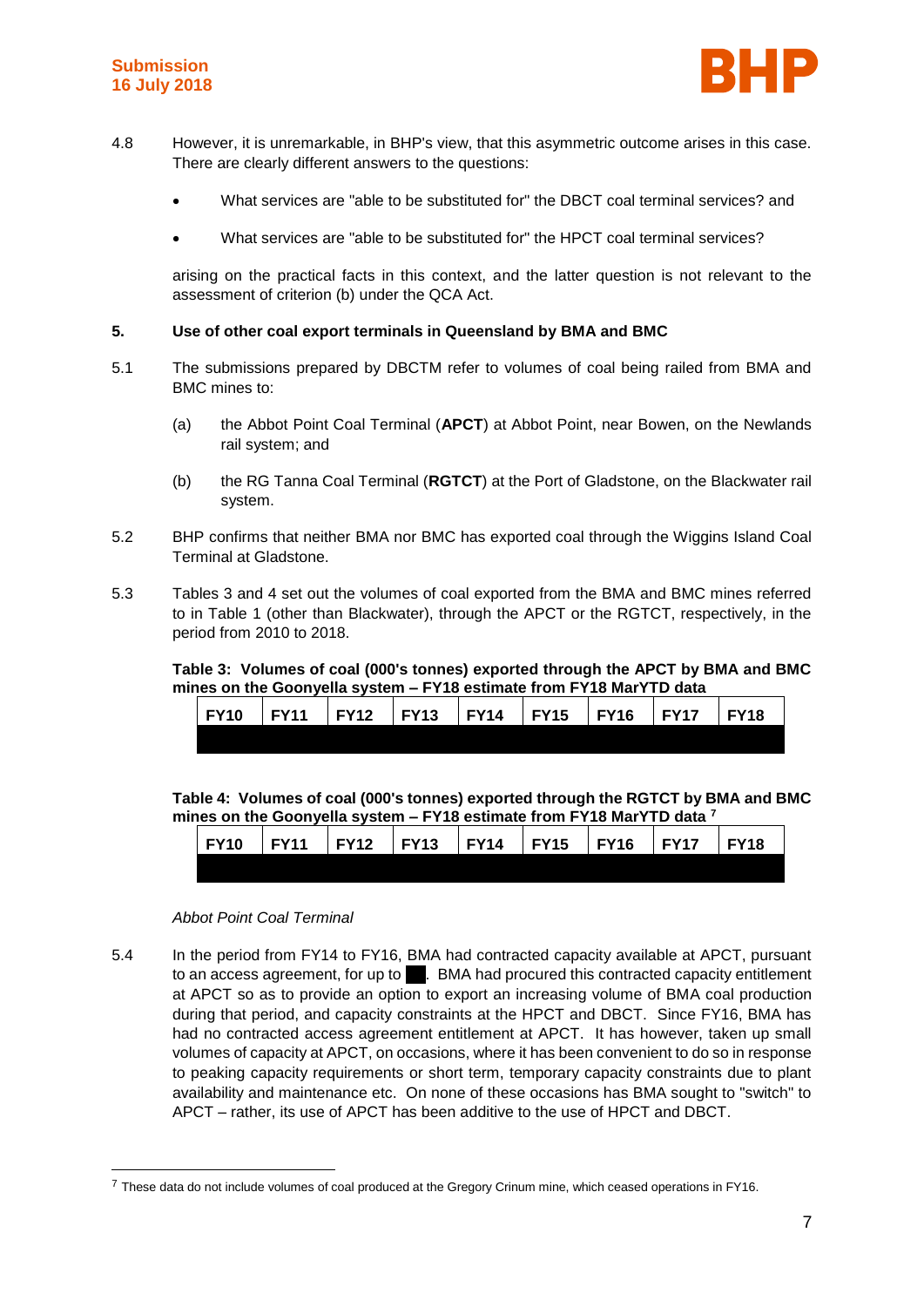4.8 However, it is unremarkable, in BHP's view, that this asymmetric outcome arises in this case. There are clearly different answers to the questions:

- What services are "able to be substituted for" the DBCT coal terminal services? and
- What services are "able to be substituted for" the HPCT coal terminal services?

arising on the practical facts in this context, and the latter question is not relevant to the assessment of criterion (b) under the QCA Act.

## 5. Use of other coal export terminals in Queensland by BMA and BMC

5.1 The submissions prepared by DBCTM refer to volumes of coal being railed from BMA and BMC mines to:

(a) the Abbot Point Coal Terminal (**APCT**) at Abbot Point, near Bowen, on the Newlands rail system; and

(b) the RG Tanna Coal Terminal (**RGTCT**) at the Port of Gladstone, on the Blackwater rail system.

5.2 BHP confirms that neither BMA nor BMC has exported coal through the Wiggins Island Coal Terminal at Gladstone.

5.3 Tables 3 and 4 set out the volumes of coal exported from the BMA and BMC mines referred to in Table 1 (other than Blackwater), through the APCT or the RGTCT, respectively, in the period from 2010 to 2018.

**Table 3: Volumes of coal (000's tonnes) exported through the APCT by BMA and BMC mines on the Goonyella system – FY18 estimate from FY18 MarYTD data**

| FY10 | FY11 | FY12 | FY13 | FY14 | FY15 | FY16 | FY17 | FY18 |
|---|---|---|---|---|---|---|---|---|
| | | | | | | | | |

**Table 4: Volumes of coal (000's tonnes) exported through the RGTCT by BMA and BMC mines on the Goonyella system – FY18 estimate from FY18 MarYTD data [7]**

| FY10 | FY11 | FY12 | FY13 | FY14 | FY15 | FY16 | FY17 | FY18 |
|---|---|---|---|---|---|---|---|---|
| | | | | | | | | |

*Abbot Point Coal Terminal*

5.4 In the period from FY14 to FY16, BMA had contracted capacity available at APCT, pursuant to an access agreement, for up to ██. BMA had procured this contracted capacity entitlement at APCT so as to provide an option to export an increasing volume of BMA coal production during that period, and capacity constraints at the HPCT and DBCT. Since FY16, BMA has had no contracted access agreement entitlement at APCT. It has however, taken up small volumes of capacity at APCT, on occasions, where it has been convenient to do so in response to peaking capacity requirements or short term, temporary capacity constraints due to plant availability and maintenance etc. On none of these occasions has BMA sought to "switch" to APCT – rather, its use of APCT has been additive to the use of HPCT and DBCT.

[7] These data do not include volumes of coal produced at the Gregory Crinum mine, which ceased operations in FY16.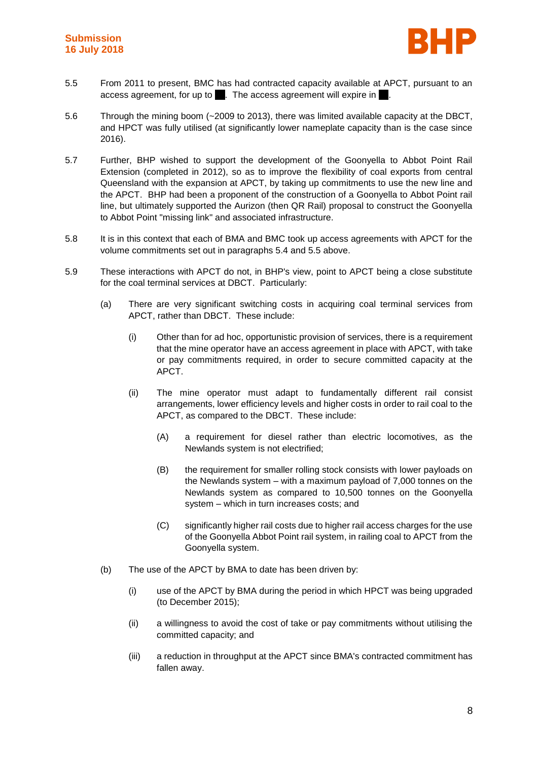5.5 From 2011 to present, BMC has had contracted capacity available at APCT, pursuant to an access agreement, for up to ██. The access agreement will expire in ██.

5.6 Through the mining boom (~2009 to 2013), there was limited available capacity at the DBCT, and HPCT was fully utilised (at significantly lower nameplate capacity than is the case since 2016).

5.7 Further, BHP wished to support the development of the Goonyella to Abbot Point Rail Extension (completed in 2012), so as to improve the flexibility of coal exports from central Queensland with the expansion at APCT, by taking up commitments to use the new line and the APCT. BHP had been a proponent of the construction of a Goonyella to Abbot Point rail line, but ultimately supported the Aurizon (then QR Rail) proposal to construct the Goonyella to Abbot Point "missing link" and associated infrastructure.

5.8 It is in this context that each of BMA and BMC took up access agreements with APCT for the volume commitments set out in paragraphs 5.4 and 5.5 above.

5.9 These interactions with APCT do not, in BHP's view, point to APCT being a close substitute for the coal terminal services at DBCT. Particularly:

(a) There are very significant switching costs in acquiring coal terminal services from APCT, rather than DBCT. These include:

(i) Other than for ad hoc, opportunistic provision of services, there is a requirement that the mine operator have an access agreement in place with APCT, with take or pay commitments required, in order to secure committed capacity at the APCT.

(ii) The mine operator must adapt to fundamentally different rail consist arrangements, lower efficiency levels and higher costs in order to rail coal to the APCT, as compared to the DBCT. These include:

(A) a requirement for diesel rather than electric locomotives, as the Newlands system is not electrified;

(B) the requirement for smaller rolling stock consists with lower payloads on the Newlands system – with a maximum payload of 7,000 tonnes on the Newlands system as compared to 10,500 tonnes on the Goonyella system – which in turn increases costs; and

(C) significantly higher rail costs due to higher rail access charges for the use of the Goonyella Abbot Point rail system, in railing coal to APCT from the Goonyella system.

(b) The use of the APCT by BMA to date has been driven by:

(i) use of the APCT by BMA during the period in which HPCT was being upgraded (to December 2015);

(ii) a willingness to avoid the cost of take or pay commitments without utilising the committed capacity; and

(iii) a reduction in throughput at the APCT since BMA's contracted commitment has fallen away.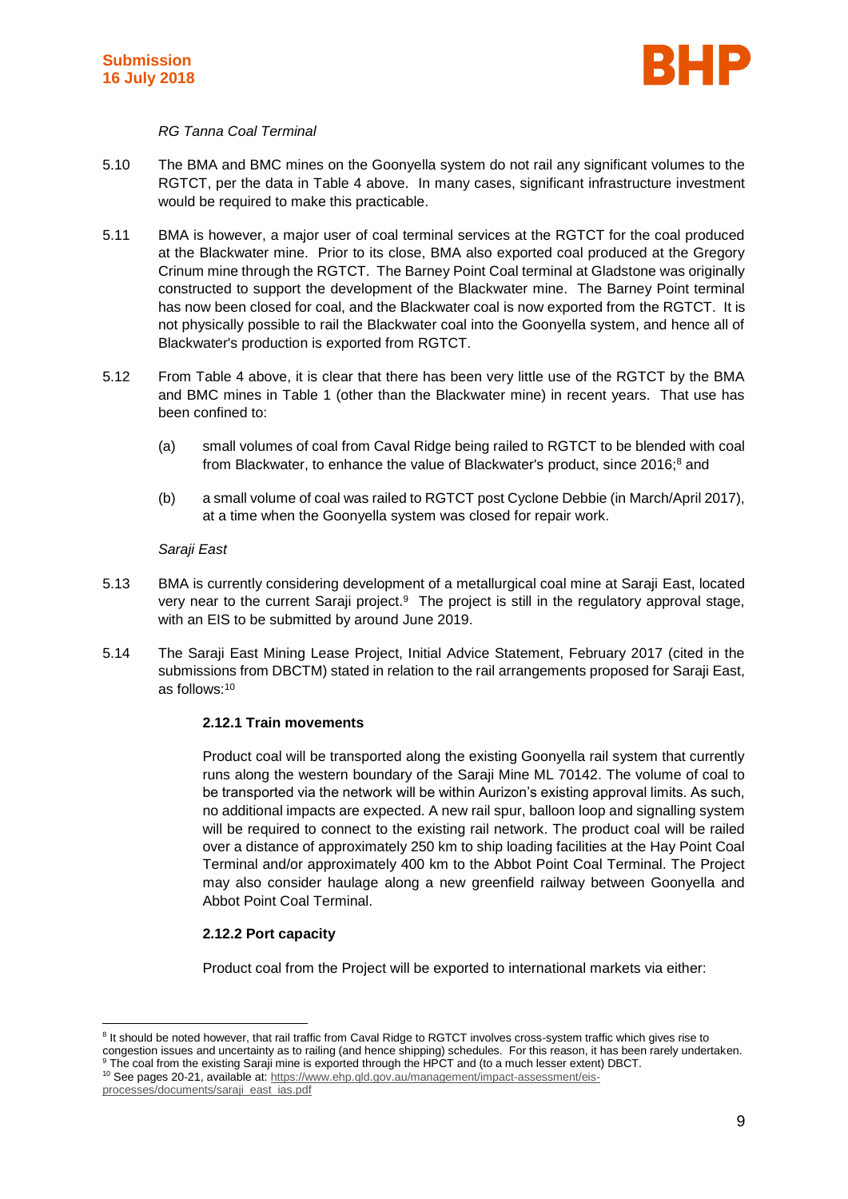*RG Tanna Coal Terminal*

5.10 The BMA and BMC mines on the Goonyella system do not rail any significant volumes to the RGTCT, per the data in Table 4 above. In many cases, significant infrastructure investment would be required to make this practicable.

5.11 BMA is however, a major user of coal terminal services at the RGTCT for the coal produced at the Blackwater mine. Prior to its close, BMA also exported coal produced at the Gregory Crinum mine through the RGTCT. The Barney Point Coal terminal at Gladstone was originally constructed to support the development of the Blackwater mine. The Barney Point terminal has now been closed for coal, and the Blackwater coal is now exported from the RGTCT. It is not physically possible to rail the Blackwater coal into the Goonyella system, and hence all of Blackwater's production is exported from RGTCT.

5.12 From Table 4 above, it is clear that there has been very little use of the RGTCT by the BMA and BMC mines in Table 1 (other than the Blackwater mine) in recent years. That use has been confined to:

(a) small volumes of coal from Caval Ridge being railed to RGTCT to be blended with coal from Blackwater, to enhance the value of Blackwater's product, since 2016;[8] and

(b) a small volume of coal was railed to RGTCT post Cyclone Debbie (in March/April 2017), at a time when the Goonyella system was closed for repair work.

*Saraji East*

5.13 BMA is currently considering development of a metallurgical coal mine at Saraji East, located very near to the current Saraji project.[9] The project is still in the regulatory approval stage, with an EIS to be submitted by around June 2019.

5.14 The Saraji East Mining Lease Project, Initial Advice Statement, February 2017 (cited in the submissions from DBCTM) stated in relation to the rail arrangements proposed for Saraji East, as follows:[10]

> **2.12.1 Train movements**
>
> Product coal will be transported along the existing Goonyella rail system that currently runs along the western boundary of the Saraji Mine ML 70142. The volume of coal to be transported via the network will be within Aurizon's existing approval limits. As such, no additional impacts are expected. A new rail spur, balloon loop and signalling system will be required to connect to the existing rail network. The product coal will be railed over a distance of approximately 250 km to ship loading facilities at the Hay Point Coal Terminal and/or approximately 400 km to the Abbot Point Coal Terminal. The Project may also consider haulage along a new greenfield railway between Goonyella and Abbot Point Coal Terminal.
>
> **2.12.2 Port capacity**
>
> Product coal from the Project will be exported to international markets via either:

---

[8] It should be noted however, that rail traffic from Caval Ridge to RGTCT involves cross-system traffic which gives rise to congestion issues and uncertainty as to railing (and hence shipping) schedules. For this reason, it has been rarely undertaken.

[9] The coal from the existing Saraji mine is exported through the HPCT and (to a much lesser extent) DBCT.

[10] See pages 20-21, available at: https://www.ehp.qld.gov.au/management/impact-assessment/eis-processes/documents/saraji_east_ias.pdf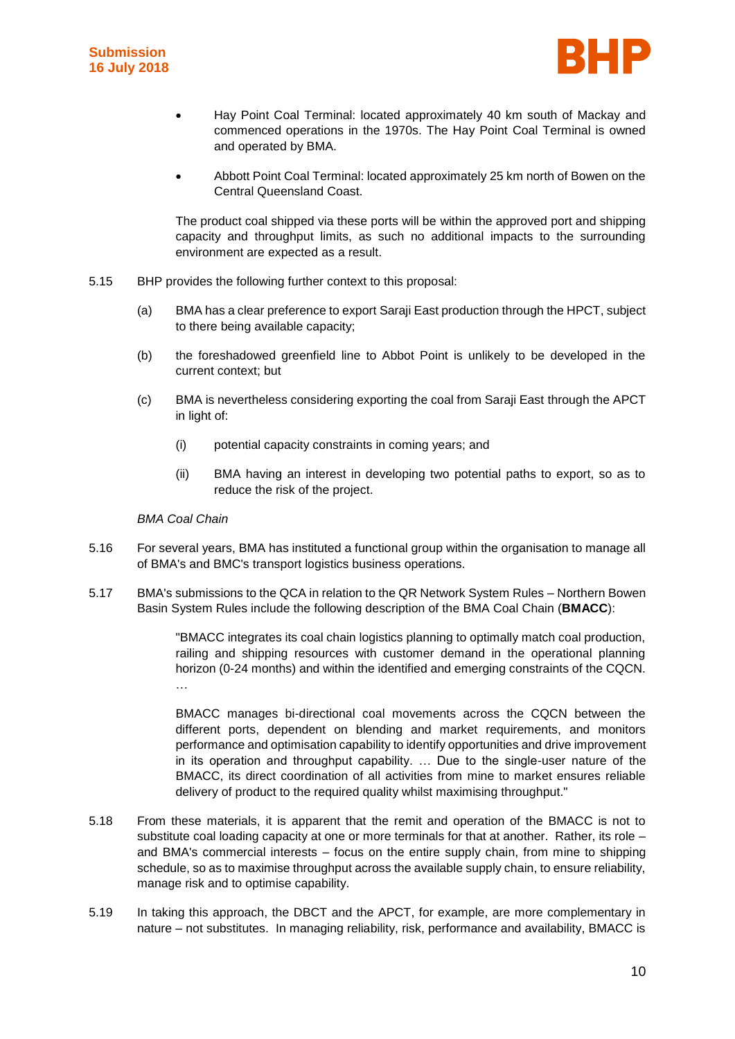- Hay Point Coal Terminal: located approximately 40 km south of Mackay and commenced operations in the 1970s. The Hay Point Coal Terminal is owned and operated by BMA.
- Abbott Point Coal Terminal: located approximately 25 km north of Bowen on the Central Queensland Coast.

The product coal shipped via these ports will be within the approved port and shipping capacity and throughput limits, as such no additional impacts to the surrounding environment are expected as a result.

5.15 BHP provides the following further context to this proposal:

(a) BMA has a clear preference to export Saraji East production through the HPCT, subject to there being available capacity;

(b) the foreshadowed greenfield line to Abbot Point is unlikely to be developed in the current context; but

(c) BMA is nevertheless considering exporting the coal from Saraji East through the APCT in light of:

(i) potential capacity constraints in coming years; and

(ii) BMA having an interest in developing two potential paths to export, so as to reduce the risk of the project.

*BMA Coal Chain*

5.16 For several years, BMA has instituted a functional group within the organisation to manage all of BMA's and BMC's transport logistics business operations.

5.17 BMA's submissions to the QCA in relation to the QR Network System Rules – Northern Bowen Basin System Rules include the following description of the BMA Coal Chain (**BMACC**):

> "BMACC integrates its coal chain logistics planning to optimally match coal production, railing and shipping resources with customer demand in the operational planning horizon (0-24 months) and within the identified and emerging constraints of the CQCN. …
>
> BMACC manages bi-directional coal movements across the CQCN between the different ports, dependent on blending and market requirements, and monitors performance and optimisation capability to identify opportunities and drive improvement in its operation and throughput capability. … Due to the single-user nature of the BMACC, its direct coordination of all activities from mine to market ensures reliable delivery of product to the required quality whilst maximising throughput."

5.18 From these materials, it is apparent that the remit and operation of the BMACC is not to substitute coal loading capacity at one or more terminals for that at another. Rather, its role – and BMA's commercial interests – focus on the entire supply chain, from mine to shipping schedule, so as to maximise throughput across the available supply chain, to ensure reliability, manage risk and to optimise capability.

5.19 In taking this approach, the DBCT and the APCT, for example, are more complementary in nature – not substitutes. In managing reliability, risk, performance and availability, BMACC is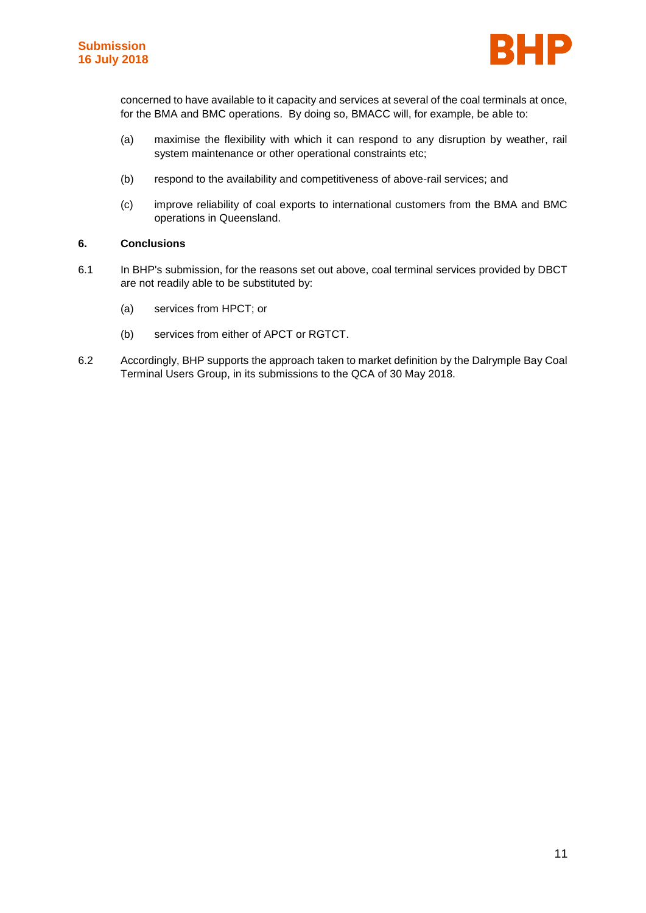concerned to have available to it capacity and services at several of the coal terminals at once, for the BMA and BMC operations. By doing so, BMACC will, for example, be able to:

(a) maximise the flexibility with which it can respond to any disruption by weather, rail system maintenance or other operational constraints etc;

(b) respond to the availability and competitiveness of above-rail services; and

(c) improve reliability of coal exports to international customers from the BMA and BMC operations in Queensland.

## 6. Conclusions

6.1 In BHP's submission, for the reasons set out above, coal terminal services provided by DBCT are not readily able to be substituted by:

(a) services from HPCT; or

(b) services from either of APCT or RGTCT.

6.2 Accordingly, BHP supports the approach taken to market definition by the Dalrymple Bay Coal Terminal Users Group, in its submissions to the QCA of 30 May 2018.